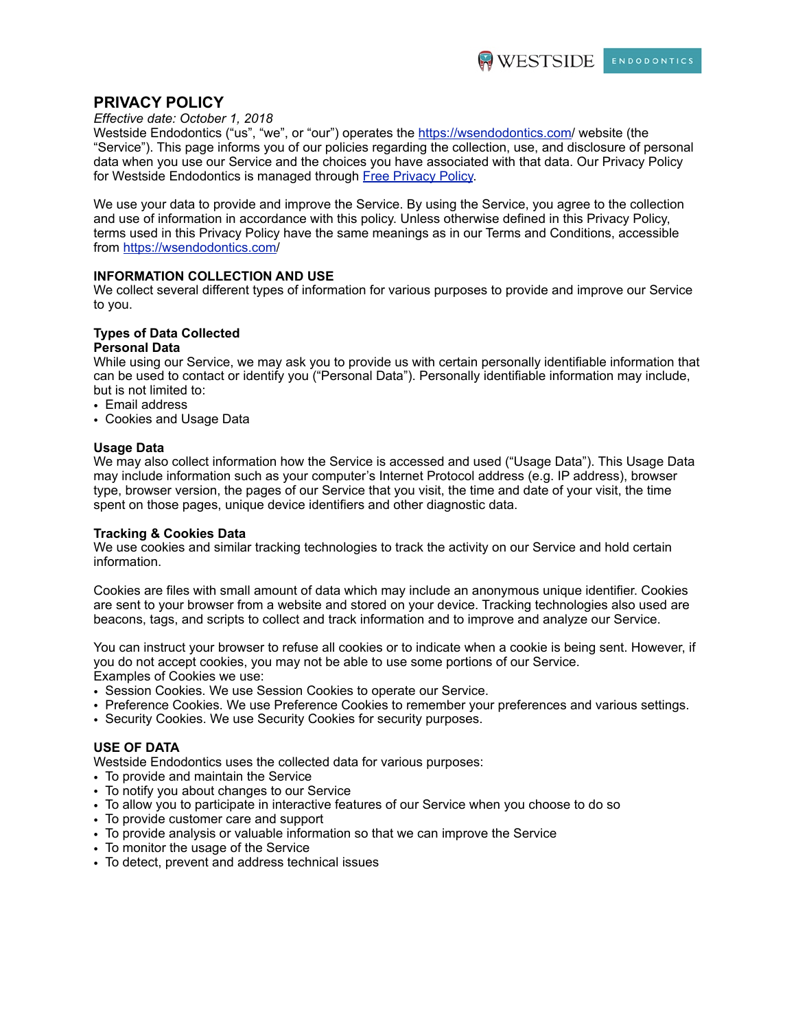# PRIVACY POLICY

*Effective date: October 1, 2018*

Westside Endodontics ("us", "we", or "our") operates the [https://wsendodontics.com/](https://wsendodontics.com/) website (the "Service"). This page informs you of our policies regarding the collection, use, and disclosure of personal data when you use our Service and the choices you have associated with that data. Our Privacy Policy for Westside Endodontics is managed through [Free Privacy Policy](#).

We use your data to provide and improve the Service. By using the Service, you agree to the collection and use of information in accordance with this policy. Unless otherwise defined in this Privacy Policy, terms used in this Privacy Policy have the same meanings as in our Terms and Conditions, accessible from [https://wsendodontics.com/](https://wsendodontics.com/)

## INFORMATION COLLECTION AND USE

We collect several different types of information for various purposes to provide and improve our Service to you.

### Types of Data Collected

#### Personal Data

While using our Service, we may ask you to provide us with certain personally identifiable information that can be used to contact or identify you ("Personal Data"). Personally identifiable information may include, but is not limited to:

- Email address
- Cookies and Usage Data

#### Usage Data

We may also collect information how the Service is accessed and used ("Usage Data"). This Usage Data may include information such as your computer's Internet Protocol address (e.g. IP address), browser type, browser version, the pages of our Service that you visit, the time and date of your visit, the time spent on those pages, unique device identifiers and other diagnostic data.

#### Tracking & Cookies Data

We use cookies and similar tracking technologies to track the activity on our Service and hold certain information.

Cookies are files with small amount of data which may include an anonymous unique identifier. Cookies are sent to your browser from a website and stored on your device. Tracking technologies also used are beacons, tags, and scripts to collect and track information and to improve and analyze our Service.

You can instruct your browser to refuse all cookies or to indicate when a cookie is being sent. However, if you do not accept cookies, you may not be able to use some portions of our Service.
Examples of Cookies we use:

- Session Cookies. We use Session Cookies to operate our Service.
- Preference Cookies. We use Preference Cookies to remember your preferences and various settings.
- Security Cookies. We use Security Cookies for security purposes.

## USE OF DATA

Westside Endodontics uses the collected data for various purposes:

- To provide and maintain the Service
- To notify you about changes to our Service
- To allow you to participate in interactive features of our Service when you choose to do so
- To provide customer care and support
- To provide analysis or valuable information so that we can improve the Service
- To monitor the usage of the Service
- To detect, prevent and address technical issues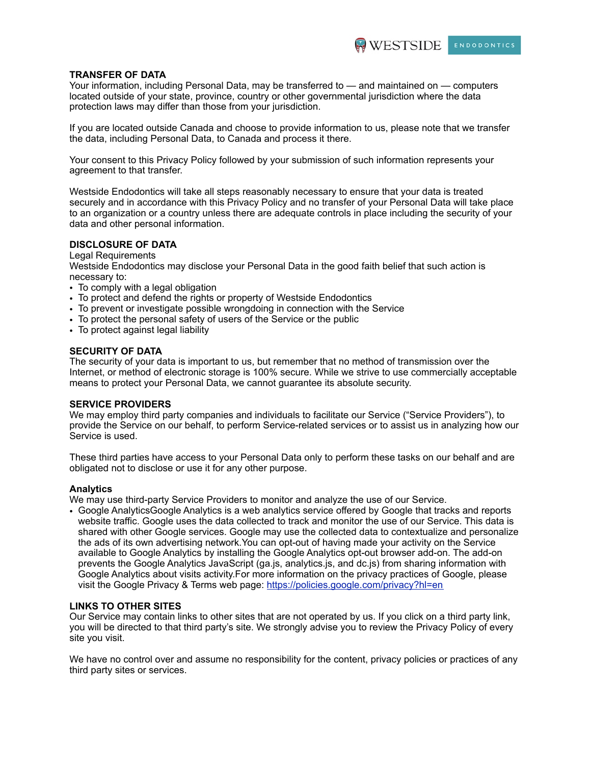## TRANSFER OF DATA

Your information, including Personal Data, may be transferred to — and maintained on — computers located outside of your state, province, country or other governmental jurisdiction where the data protection laws may differ than those from your jurisdiction.

If you are located outside Canada and choose to provide information to us, please note that we transfer the data, including Personal Data, to Canada and process it there.

Your consent to this Privacy Policy followed by your submission of such information represents your agreement to that transfer.

Westside Endodontics will take all steps reasonably necessary to ensure that your data is treated securely and in accordance with this Privacy Policy and no transfer of your Personal Data will take place to an organization or a country unless there are adequate controls in place including the security of your data and other personal information.

## DISCLOSURE OF DATA

Legal Requirements

Westside Endodontics may disclose your Personal Data in the good faith belief that such action is necessary to:

- To comply with a legal obligation
- To protect and defend the rights or property of Westside Endodontics
- To prevent or investigate possible wrongdoing in connection with the Service
- To protect the personal safety of users of the Service or the public
- To protect against legal liability

## SECURITY OF DATA

The security of your data is important to us, but remember that no method of transmission over the Internet, or method of electronic storage is 100% secure. While we strive to use commercially acceptable means to protect your Personal Data, we cannot guarantee its absolute security.

## SERVICE PROVIDERS

We may employ third party companies and individuals to facilitate our Service ("Service Providers"), to provide the Service on our behalf, to perform Service-related services or to assist us in analyzing how our Service is used.

These third parties have access to your Personal Data only to perform these tasks on our behalf and are obligated not to disclose or use it for any other purpose.

### Analytics

We may use third-party Service Providers to monitor and analyze the use of our Service.

- Google AnalyticsGoogle Analytics is a web analytics service offered by Google that tracks and reports website traffic. Google uses the data collected to track and monitor the use of our Service. This data is shared with other Google services. Google may use the collected data to contextualize and personalize the ads of its own advertising network.You can opt-out of having made your activity on the Service available to Google Analytics by installing the Google Analytics opt-out browser add-on. The add-on prevents the Google Analytics JavaScript (ga.js, analytics.js, and dc.js) from sharing information with Google Analytics about visits activity.For more information on the privacy practices of Google, please visit the Google Privacy & Terms web page: https://policies.google.com/privacy?hl=en

## LINKS TO OTHER SITES

Our Service may contain links to other sites that are not operated by us. If you click on a third party link, you will be directed to that third party's site. We strongly advise you to review the Privacy Policy of every site you visit.

We have no control over and assume no responsibility for the content, privacy policies or practices of any third party sites or services.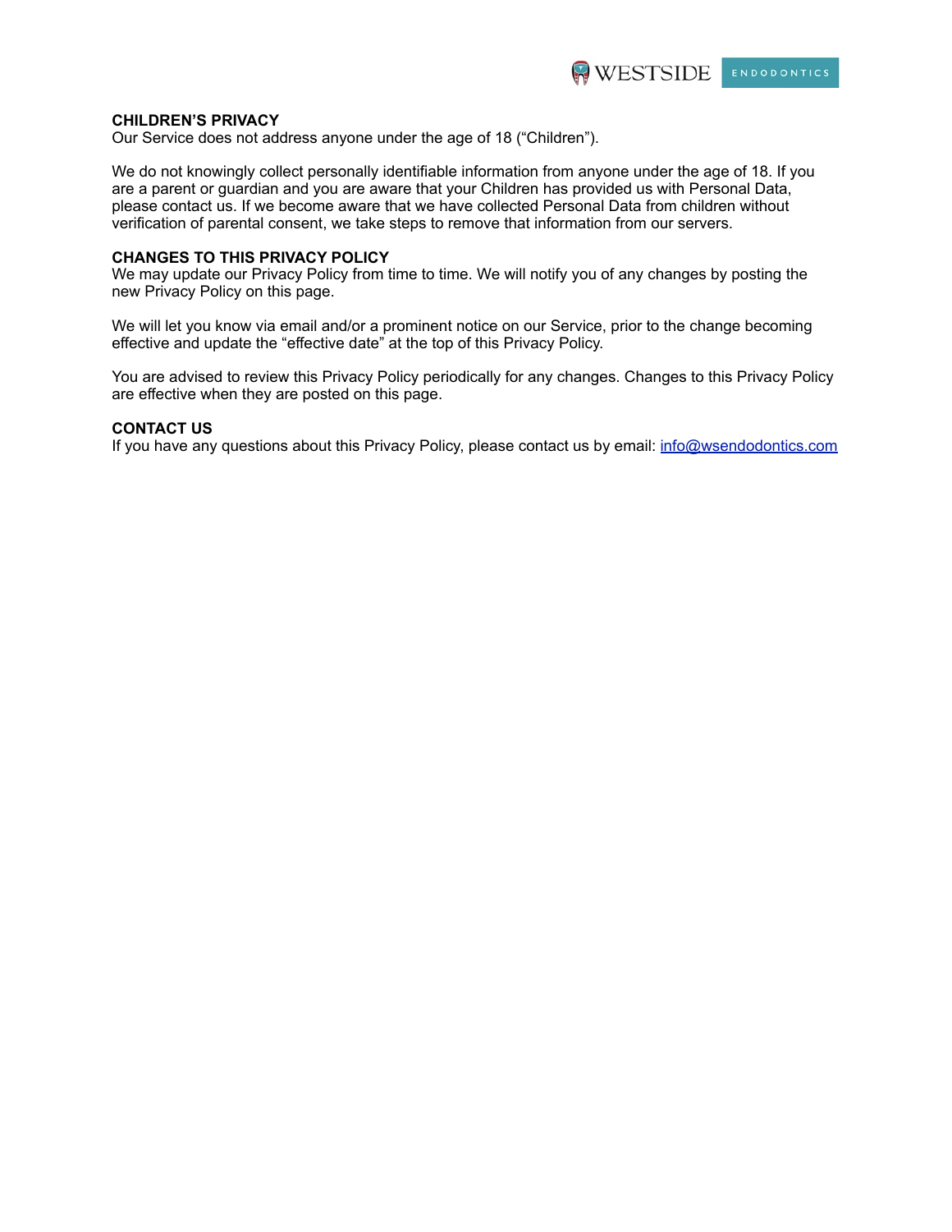## CHILDREN'S PRIVACY

Our Service does not address anyone under the age of 18 ("Children").

We do not knowingly collect personally identifiable information from anyone under the age of 18. If you are a parent or guardian and you are aware that your Children has provided us with Personal Data, please contact us. If we become aware that we have collected Personal Data from children without verification of parental consent, we take steps to remove that information from our servers.

## CHANGES TO THIS PRIVACY POLICY

We may update our Privacy Policy from time to time. We will notify you of any changes by posting the new Privacy Policy on this page.

We will let you know via email and/or a prominent notice on our Service, prior to the change becoming effective and update the "effective date" at the top of this Privacy Policy.

You are advised to review this Privacy Policy periodically for any changes. Changes to this Privacy Policy are effective when they are posted on this page.

## CONTACT US

If you have any questions about this Privacy Policy, please contact us by email: [info@wsendodontics.com](mailto:info@wsendodontics.com)